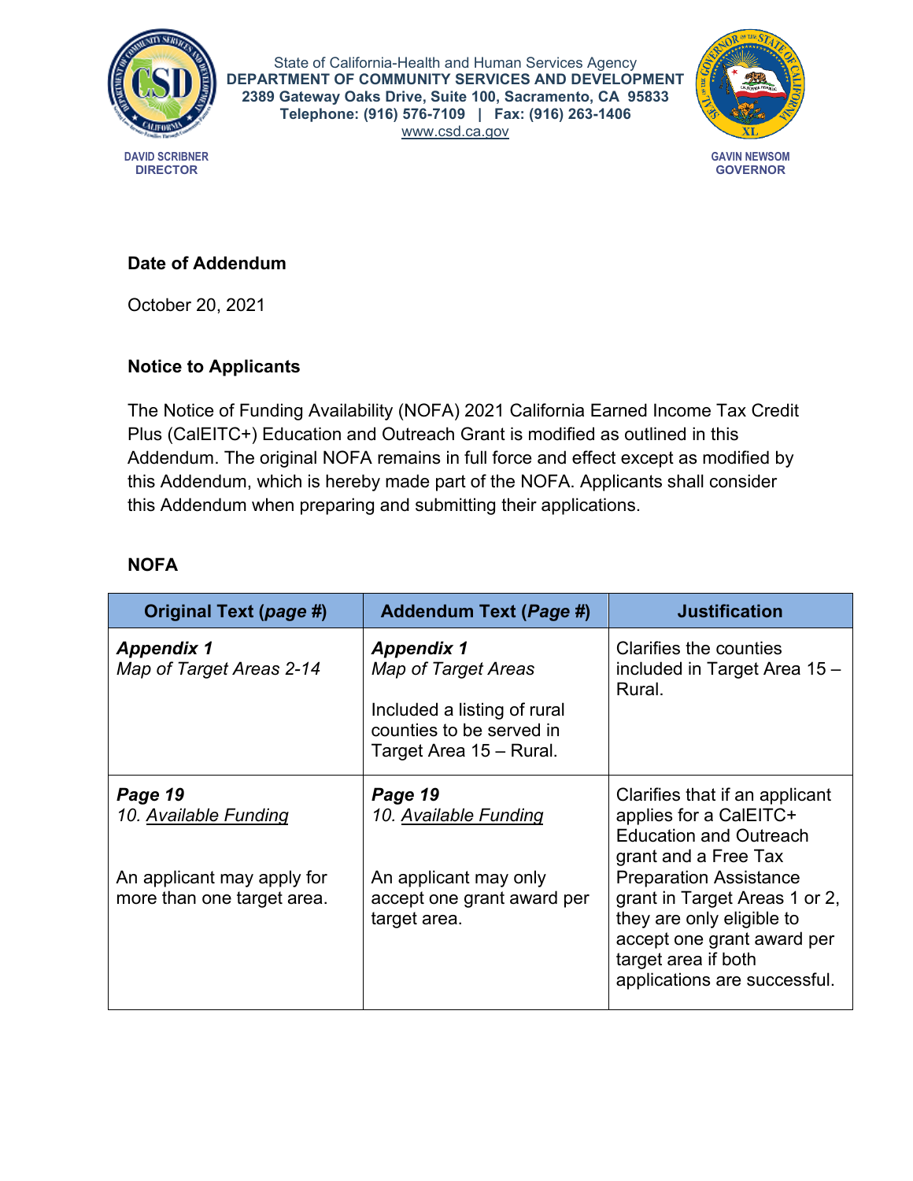State of California-Health and Human Services Agency
**DEPARTMENT OF COMMUNITY SERVICES AND DEVELOPMENT**
**2389 Gateway Oaks Drive, Suite 100, Sacramento, CA 95833**
**Telephone: (916) 576-7109 | Fax: (916) 263-1406**
www.csd.ca.gov

**DAVID SCRIBNER**
**DIRECTOR**

**GAVIN NEWSOM**
**GOVERNOR**

**Date of Addendum**

October 20, 2021

**Notice to Applicants**

The Notice of Funding Availability (NOFA) 2021 California Earned Income Tax Credit Plus (CalEITC+) Education and Outreach Grant is modified as outlined in this Addendum. The original NOFA remains in full force and effect except as modified by this Addendum, which is hereby made part of the NOFA. Applicants shall consider this Addendum when preparing and submitting their applications.

**NOFA**

| Original Text (*page #*) | Addendum Text (*Page #*) | Justification |
|---|---|---|
| ***Appendix 1***<br>*Map of Target Areas 2-14* | ***Appendix 1***<br>*Map of Target Areas*<br><br>Included a listing of rural counties to be served in Target Area 15 – Rural. | Clarifies the counties included in Target Area 15 – Rural. |
| ***Page 19***<br>*10. Available Funding*<br><br>An applicant may apply for more than one target area. | ***Page 19***<br>*10. Available Funding*<br><br>An applicant may only accept one grant award per target area. | Clarifies that if an applicant applies for a CalEITC+ Education and Outreach grant and a Free Tax Preparation Assistance grant in Target Areas 1 or 2, they are only eligible to accept one grant award per target area if both applications are successful. |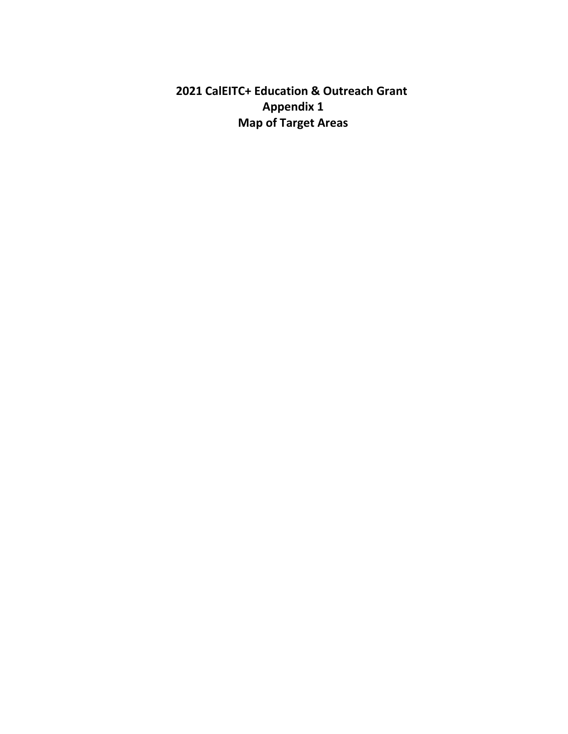# 2021 CalEITC+ Education & Outreach Grant
## Appendix 1
## Map of Target Areas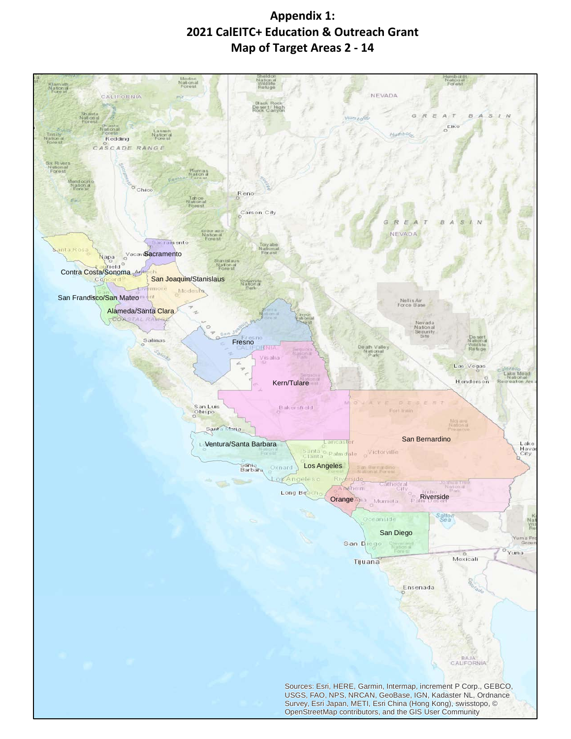# Appendix 1:
# 2021 CalEITC+ Education & Outreach Grant
# Map of Target Areas 2 - 14

Sacramento

Contra Costa/Sonoma

San Joaquin/Stanislaus

San Francisco/San Mateo

Alameda/Santa Clara

Fresno

Kern/Tulare

San Bernardino

Ventura/Santa Barbara

Los Angeles

Orange

Riverside

San Diego

Sources: Esri, HERE, Garmin, Intermap, increment P Corp., GEBCO, USGS, FAO, NPS, NRCAN, GeoBase, IGN, Kadaster NL, Ordnance Survey, Esri Japan, METI, Esri China (Hong Kong), swisstopo, © OpenStreetMap contributors, and the GIS User Community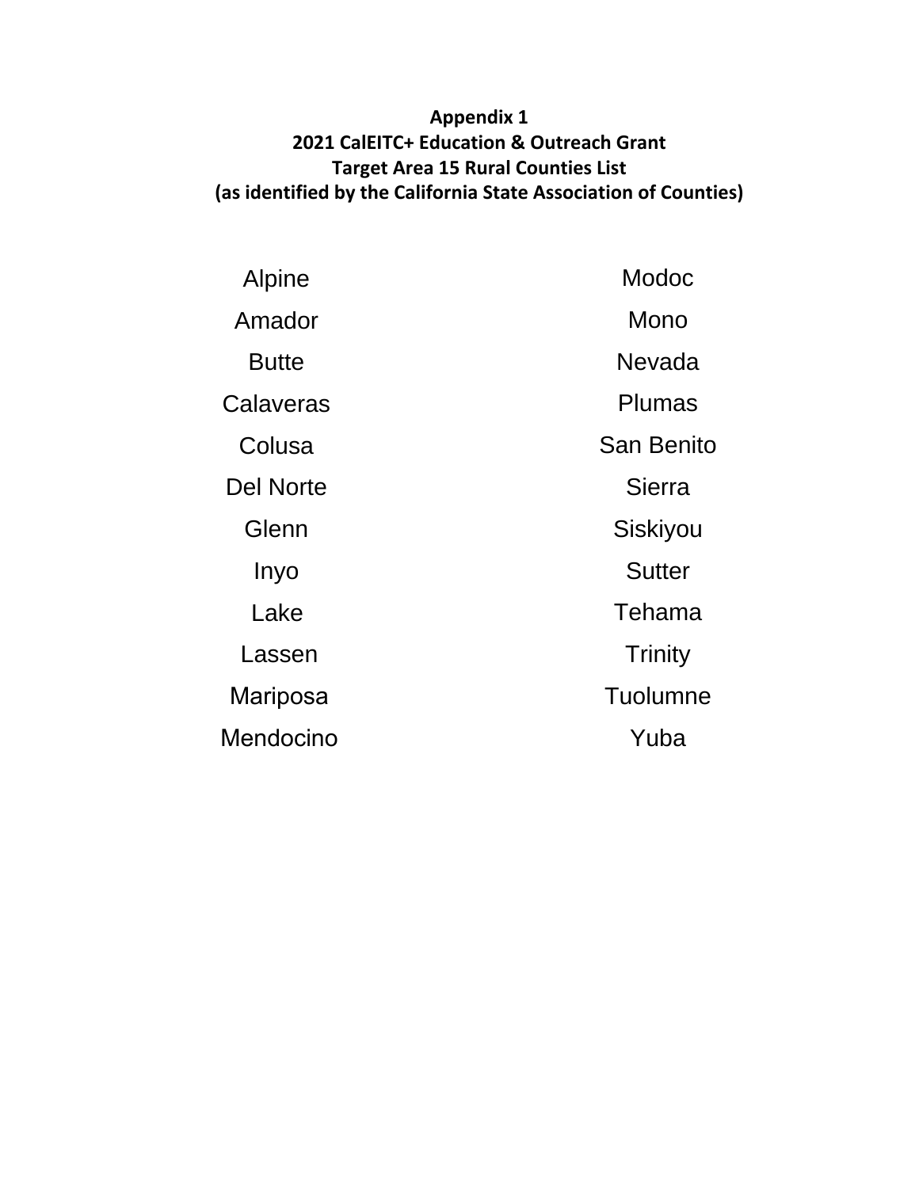**Appendix 1**
**2021 CalEITC+ Education & Outreach Grant**
**Target Area 15 Rural Counties List**
**(as identified by the California State Association of Counties)**

| | |
|---|---|
| Alpine | Modoc |
| Amador | Mono |
| Butte | Nevada |
| Calaveras | Plumas |
| Colusa | San Benito |
| Del Norte | Sierra |
| Glenn | Siskiyou |
| Inyo | Sutter |
| Lake | Tehama |
| Lassen | Trinity |
| Mariposa | Tuolumne |
| Mendocino | Yuba |